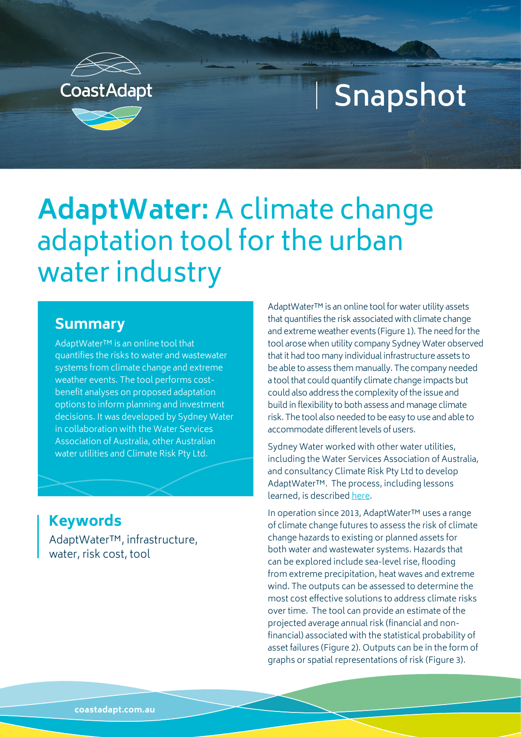CoastAdapt

Snapshot

# AdaptWater: A climate change adaptation tool for the urban water industry

## Summary

AdaptWater™ is an online tool that quantifies the risks to water and wastewater systems from climate change and extreme weather events. The tool performs cost-benefit analyses on proposed adaptation options to inform planning and investment decisions. It was developed by Sydney Water in collaboration with the Water Services Association of Australia, other Australian water utilities and Climate Risk Pty Ltd.

## Keywords

AdaptWater™, infrastructure, water, risk cost, tool

AdaptWater™ is an online tool for water utility assets that quantifies the risk associated with climate change and extreme weather events (Figure 1). The need for the tool arose when utility company Sydney Water observed that it had too many individual infrastructure assets to be able to assess them manually. The company needed a tool that could quantify climate change impacts but could also address the complexity of the issue and build in flexibility to both assess and manage climate risk. The tool also needed to be easy to use and able to accommodate different levels of users.

Sydney Water worked with other water utilities, including the Water Services Association of Australia, and consultancy Climate Risk Pty Ltd to develop AdaptWater™. The process, including lessons learned, is described here.

In operation since 2013, AdaptWater™ uses a range of climate change futures to assess the risk of climate change hazards to existing or planned assets for both water and wastewater systems. Hazards that can be explored include sea-level rise, flooding from extreme precipitation, heat waves and extreme wind. The outputs can be assessed to determine the most cost effective solutions to address climate risks over time. The tool can provide an estimate of the projected average annual risk (financial and non-financial) associated with the statistical probability of asset failures (Figure 2). Outputs can be in the form of graphs or spatial representations of risk (Figure 3).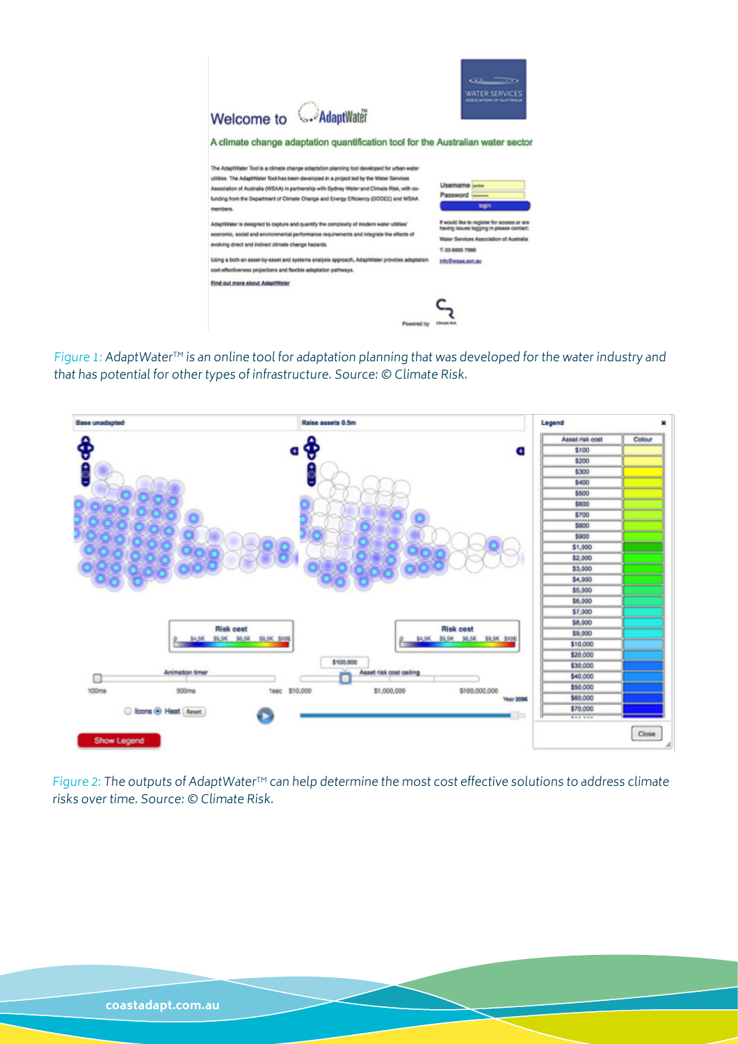Figure 1: AdaptWater™ is an online tool for adaptation planning that was developed for the water industry and that has potential for other types of infrastructure. Source: © Climate Risk.

Figure 2: The outputs of AdaptWater™ can help determine the most cost effective solutions to address climate risks over time. Source: © Climate Risk.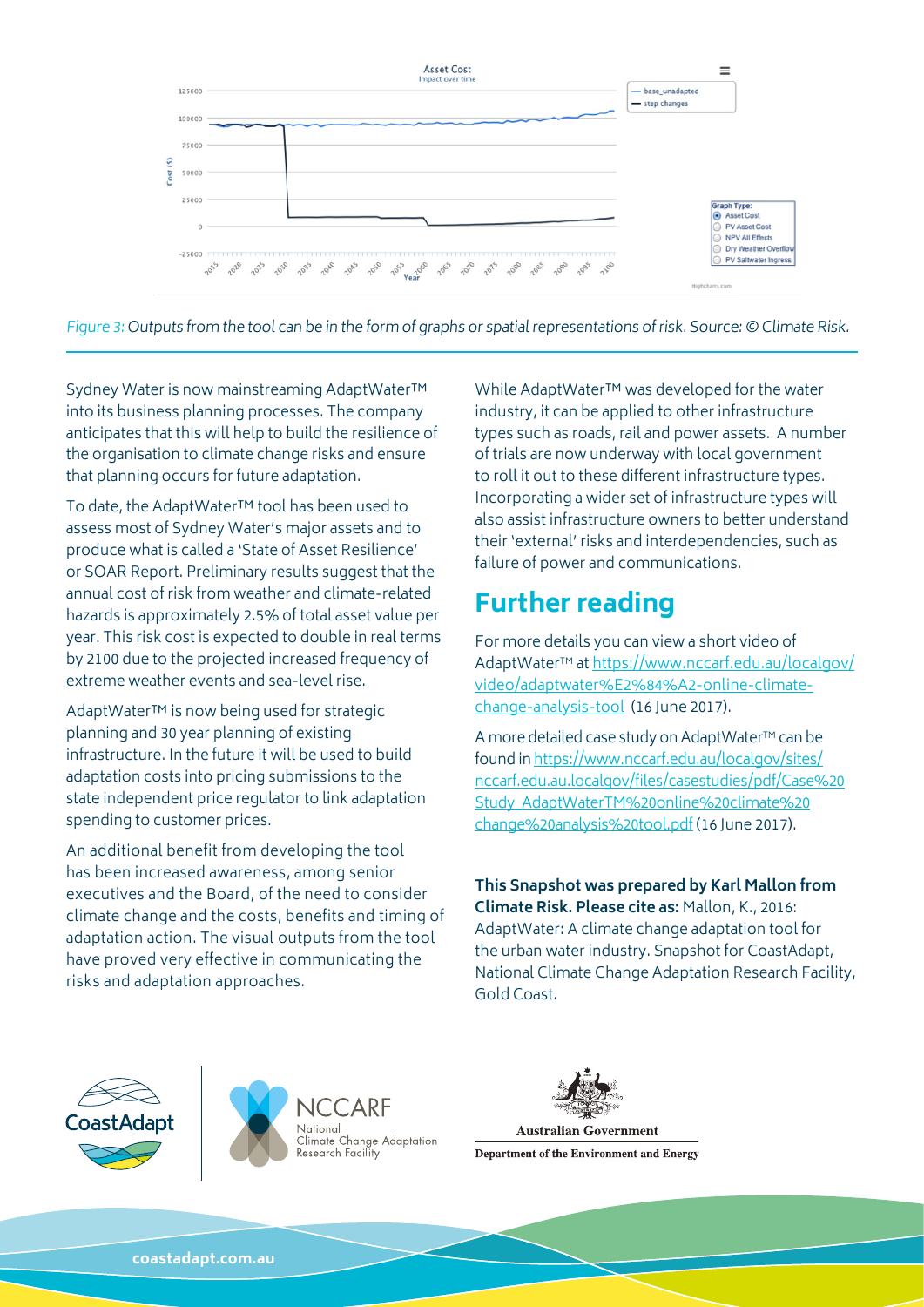Asset Cost
Impact over time

Cost ($)

125000
100000
75000
50000
25000
0
−25000

2015 2020 2025 2030 2035 2040 2045 2050 2055 2060 2065 2070 2075 2080 2085 2090 2095 2100

Year

base_unadapted
step changes

Graph Type:
Asset Cost
PV Asset Cost
NPV All Effects
Dry Weather Overflow
PV Saltwater Ingress

Highcharts.com

*Figure 3: Outputs from the tool can be in the form of graphs or spatial representations of risk. Source: © Climate Risk.*

Sydney Water is now mainstreaming AdaptWater™ into its business planning processes. The company anticipates that this will help to build the resilience of the organisation to climate change risks and ensure that planning occurs for future adaptation.

To date, the AdaptWater™ tool has been used to assess most of Sydney Water's major assets and to produce what is called a 'State of Asset Resilience' or SOAR Report. Preliminary results suggest that the annual cost of risk from weather and climate-related hazards is approximately 2.5% of total asset value per year. This risk cost is expected to double in real terms by 2100 due to the projected increased frequency of extreme weather events and sea-level rise.

AdaptWater™ is now being used for strategic planning and 30 year planning of existing infrastructure. In the future it will be used to build adaptation costs into pricing submissions to the state independent price regulator to link adaptation spending to customer prices.

An additional benefit from developing the tool has been increased awareness, among senior executives and the Board, of the need to consider climate change and the costs, benefits and timing of adaptation action. The visual outputs from the tool have proved very effective in communicating the risks and adaptation approaches.

While AdaptWater™ was developed for the water industry, it can be applied to other infrastructure types such as roads, rail and power assets. A number of trials are now underway with local government to roll it out to these different infrastructure types. Incorporating a wider set of infrastructure types will also assist infrastructure owners to better understand their 'external' risks and interdependencies, such as failure of power and communications.

## Further reading

For more details you can view a short video of AdaptWater™ at https://www.nccarf.edu.au/localgov/video/adaptwater%E2%84%A2-online-climate-change-analysis-tool (16 June 2017).

A more detailed case study on AdaptWater™ can be found in https://www.nccarf.edu.au/localgov/sites/nccarf.edu.au.localgov/files/casestudies/pdf/Case%20Study_AdaptWaterTM%20online%20climate%20change%20analysis%20tool.pdf (16 June 2017).

**This Snapshot was prepared by Karl Mallon from Climate Risk. Please cite as:** Mallon, K., 2016: AdaptWater: A climate change adaptation tool for the urban water industry. Snapshot for CoastAdapt, National Climate Change Adaptation Research Facility, Gold Coast.

CoastAdapt

NCCARF National Climate Change Adaptation Research Facility

Australian Government
Department of the Environment and Energy

coastadapt.com.au